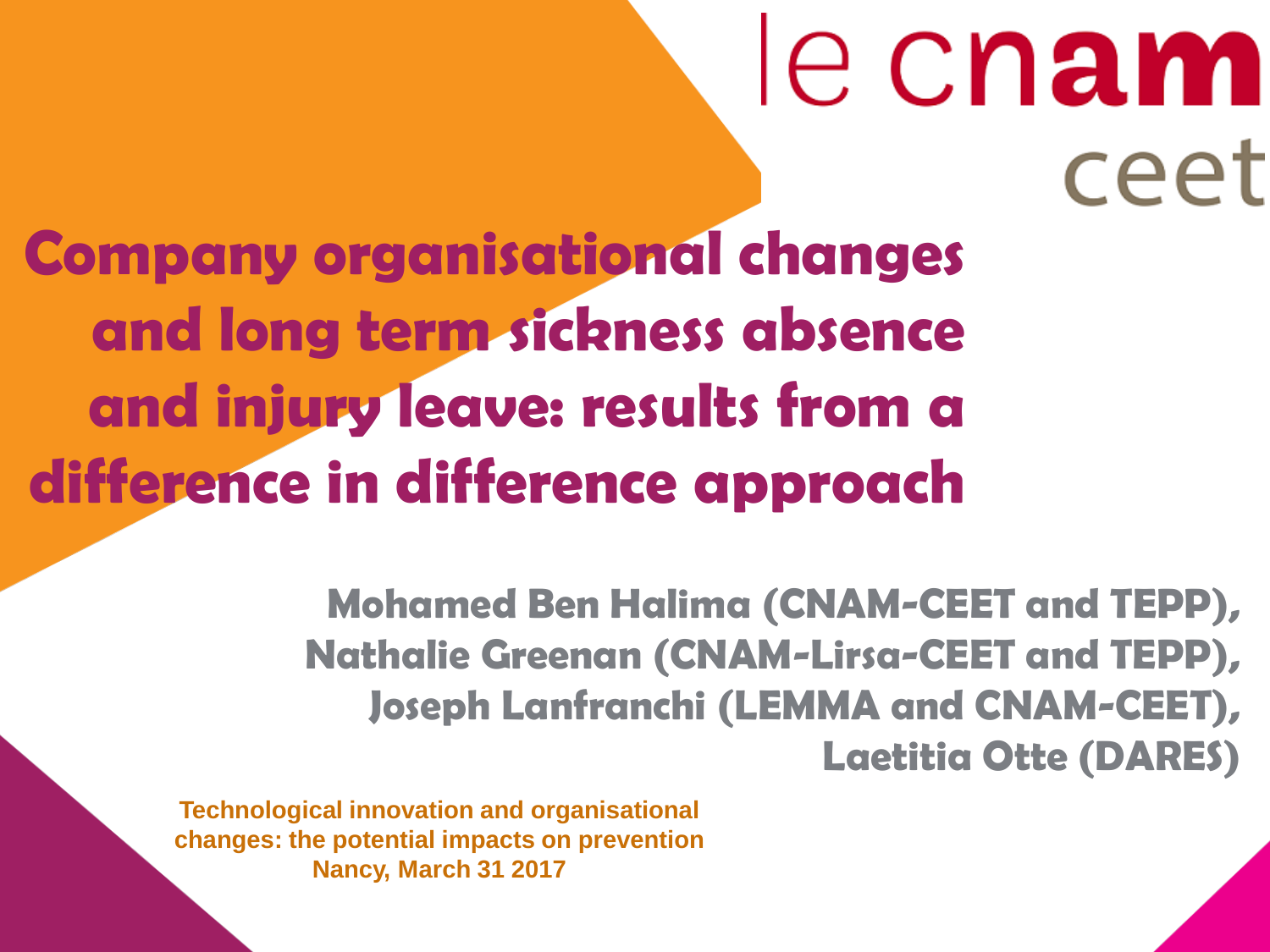le cnam
ceet

# Company organisational changes and long term sickness absence and injury leave: results from a difference in difference approach

**Mohamed Ben Halima (CNAM-CEET and TEPP), Nathalie Greenan (CNAM-Lirsa-CEET and TEPP), Joseph Lanfranchi (LEMMA and CNAM-CEET), Laetitia Otte (DARES)**

**Technological innovation and organisational changes: the potential impacts on prevention**
**Nancy, March 31 2017**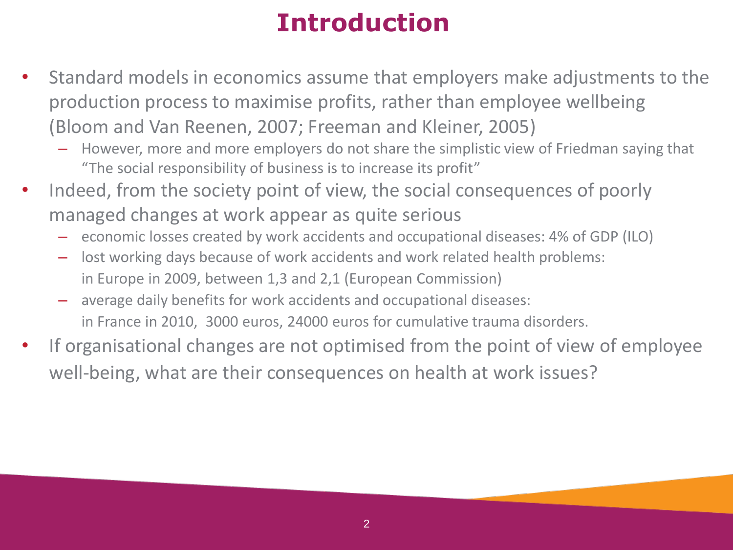# Introduction

- Standard models in economics assume that employers make adjustments to the production process to maximise profits, rather than employee wellbeing (Bloom and Van Reenen, 2007; Freeman and Kleiner, 2005)
  - However, more and more employers do not share the simplistic view of Friedman saying that "The social responsibility of business is to increase its profit"
- Indeed, from the society point of view, the social consequences of poorly managed changes at work appear as quite serious
  - economic losses created by work accidents and occupational diseases: 4% of GDP (ILO)
  - lost working days because of work accidents and work related health problems: in Europe in 2009, between 1,3 and 2,1 (European Commission)
  - average daily benefits for work accidents and occupational diseases: in France in 2010, 3000 euros, 24000 euros for cumulative trauma disorders.
- If organisational changes are not optimised from the point of view of employee well-being, what are their consequences on health at work issues?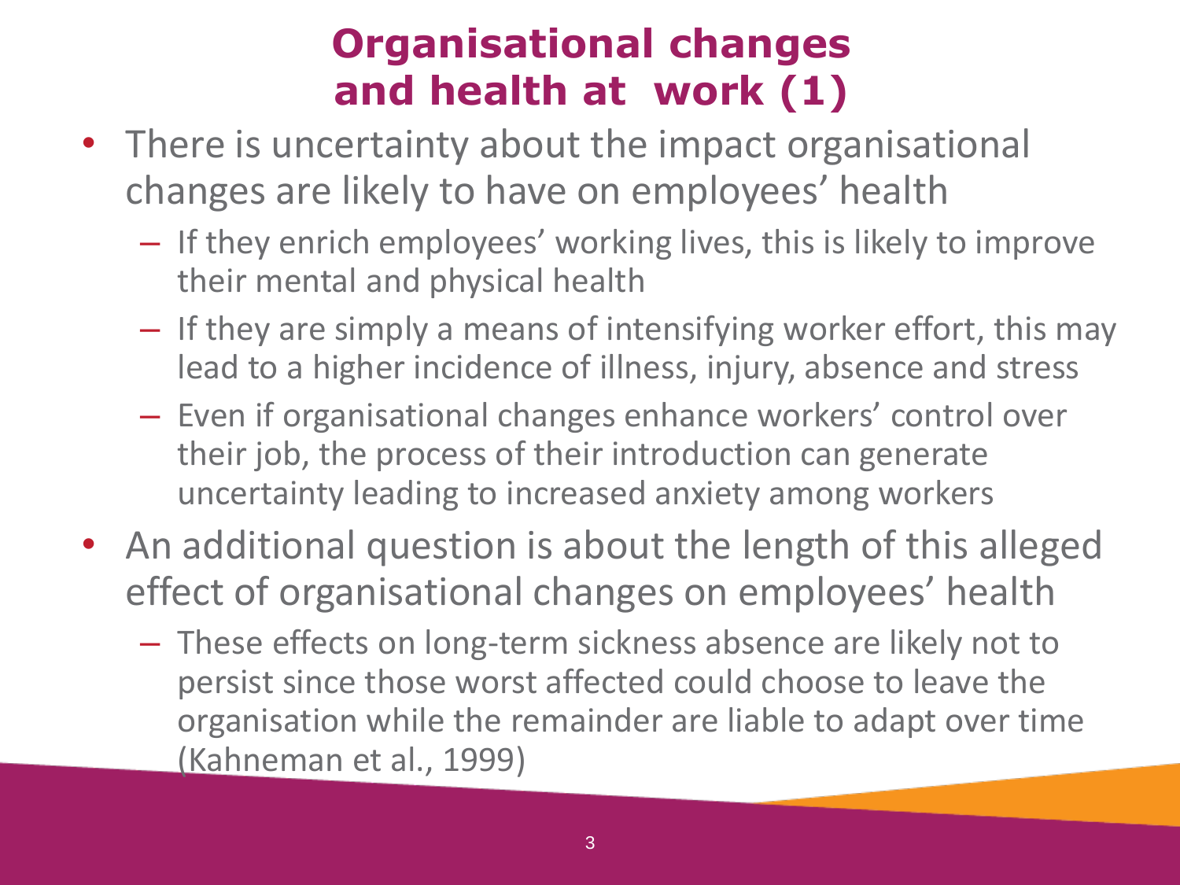# Organisational changes and health at work (1)

- There is uncertainty about the impact organisational changes are likely to have on employees' health
  - If they enrich employees' working lives, this is likely to improve their mental and physical health
  - If they are simply a means of intensifying worker effort, this may lead to a higher incidence of illness, injury, absence and stress
  - Even if organisational changes enhance workers' control over their job, the process of their introduction can generate uncertainty leading to increased anxiety among workers
- An additional question is about the length of this alleged effect of organisational changes on employees' health
  - These effects on long-term sickness absence are likely not to persist since those worst affected could choose to leave the organisation while the remainder are liable to adapt over time (Kahneman et al., 1999)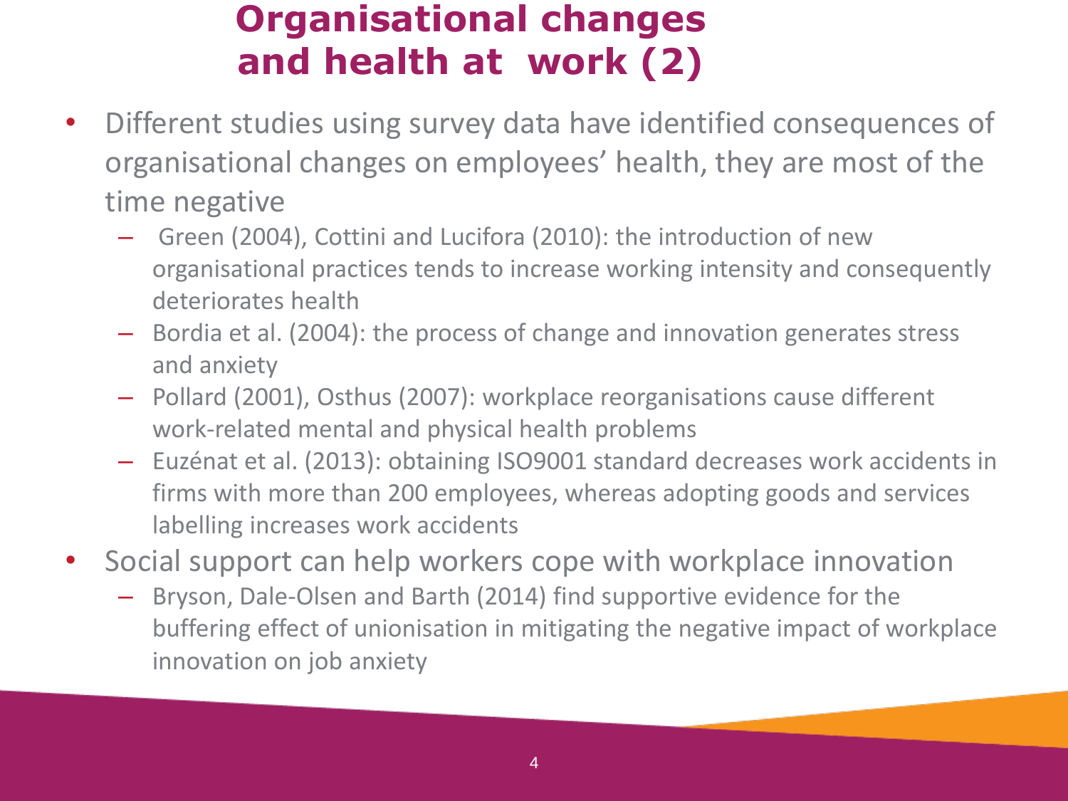# Organisational changes and health at work (2)

- Different studies using survey data have identified consequences of organisational changes on employees' health, they are most of the time negative
  - Green (2004), Cottini and Lucifora (2010): the introduction of new organisational practices tends to increase working intensity and consequently deteriorates health
  - Bordia et al. (2004): the process of change and innovation generates stress and anxiety
  - Pollard (2001), Osthus (2007): workplace reorganisations cause different work-related mental and physical health problems
  - Euzénat et al. (2013): obtaining ISO9001 standard decreases work accidents in firms with more than 200 employees, whereas adopting goods and services labelling increases work accidents
- Social support can help workers cope with workplace innovation
  - Bryson, Dale-Olsen and Barth (2014) find supportive evidence for the buffering effect of unionisation in mitigating the negative impact of workplace innovation on job anxiety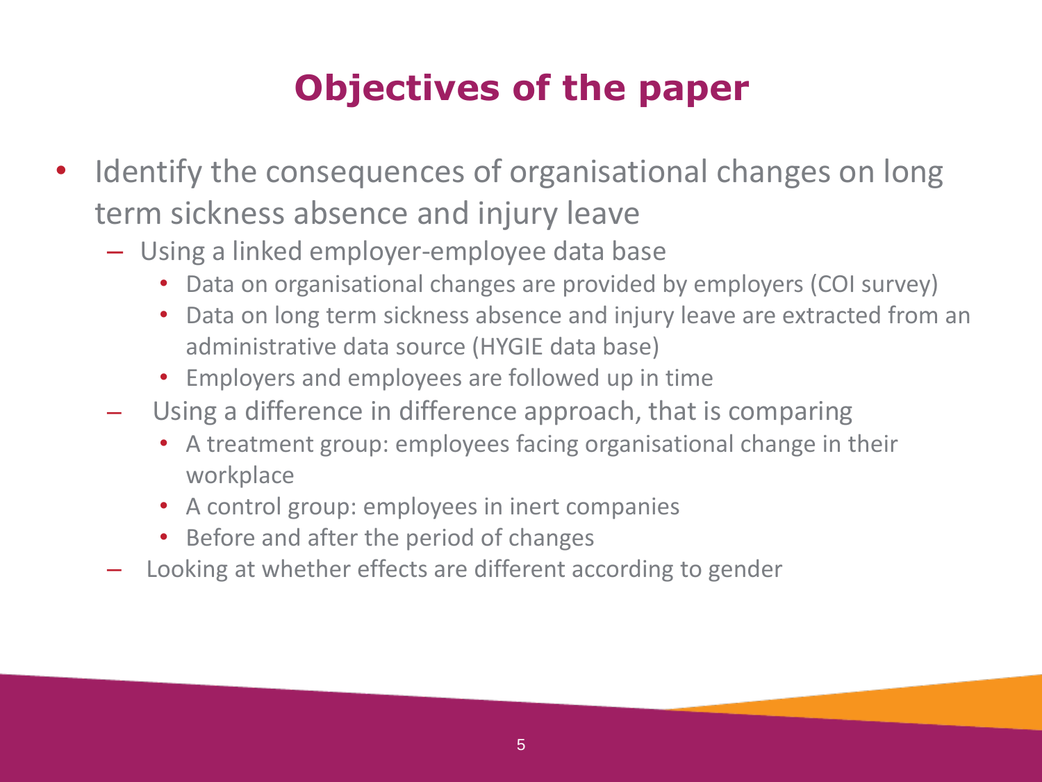# Objectives of the paper

- Identify the consequences of organisational changes on long term sickness absence and injury leave
  - Using a linked employer-employee data base
    - Data on organisational changes are provided by employers (COI survey)
    - Data on long term sickness absence and injury leave are extracted from an administrative data source (HYGIE data base)
    - Employers and employees are followed up in time
  - Using a difference in difference approach, that is comparing
    - A treatment group: employees facing organisational change in their workplace
    - A control group: employees in inert companies
    - Before and after the period of changes
  - Looking at whether effects are different according to gender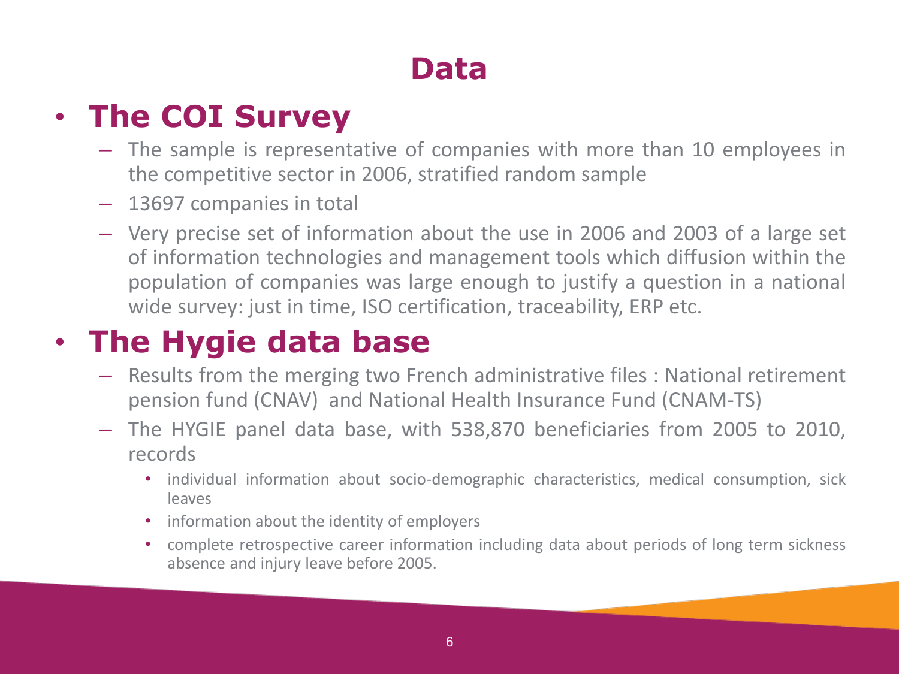# Data

- **The COI Survey**
  - The sample is representative of companies with more than 10 employees in the competitive sector in 2006, stratified random sample
  - 13697 companies in total
  - Very precise set of information about the use in 2006 and 2003 of a large set of information technologies and management tools which diffusion within the population of companies was large enough to justify a question in a national wide survey: just in time, ISO certification, traceability, ERP etc.
- **The Hygie data base**
  - Results from the merging two French administrative files : National retirement pension fund (CNAV) and National Health Insurance Fund (CNAM-TS)
  - The HYGIE panel data base, with 538,870 beneficiaries from 2005 to 2010, records
    - individual information about socio-demographic characteristics, medical consumption, sick leaves
    - information about the identity of employers
    - complete retrospective career information including data about periods of long term sickness absence and injury leave before 2005.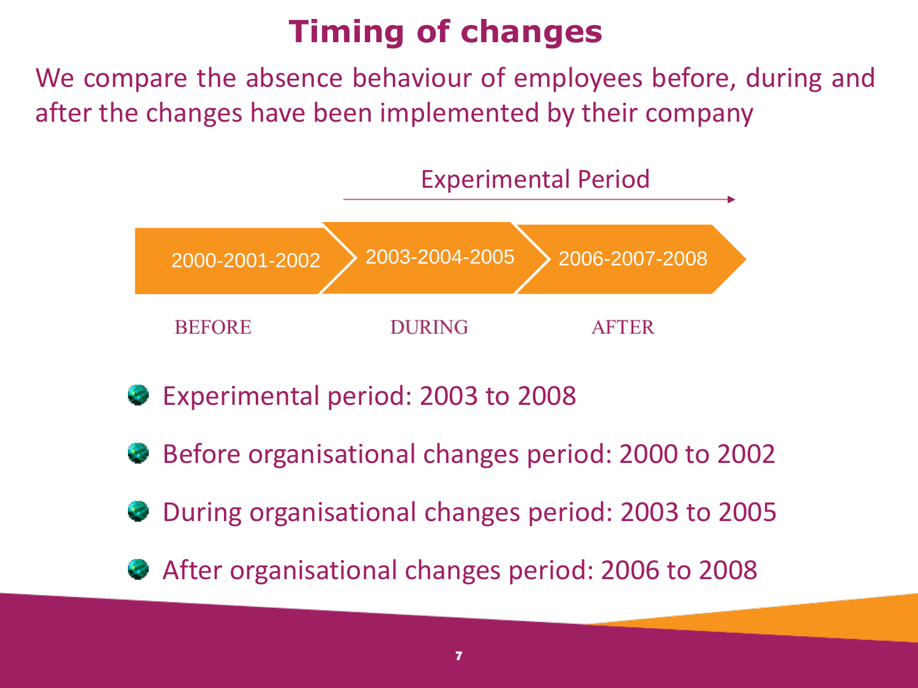# Timing of changes

We compare the absence behaviour of employees before, during and after the changes have been implemented by their company

Experimental Period →

| 2000-2001-2002 | 2003-2004-2005 | 2006-2007-2008 |
|---|---|---|
| BEFORE | DURING | AFTER |

- Experimental period: 2003 to 2008
- Before organisational changes period: 2000 to 2002
- During organisational changes period: 2003 to 2005
- After organisational changes period: 2006 to 2008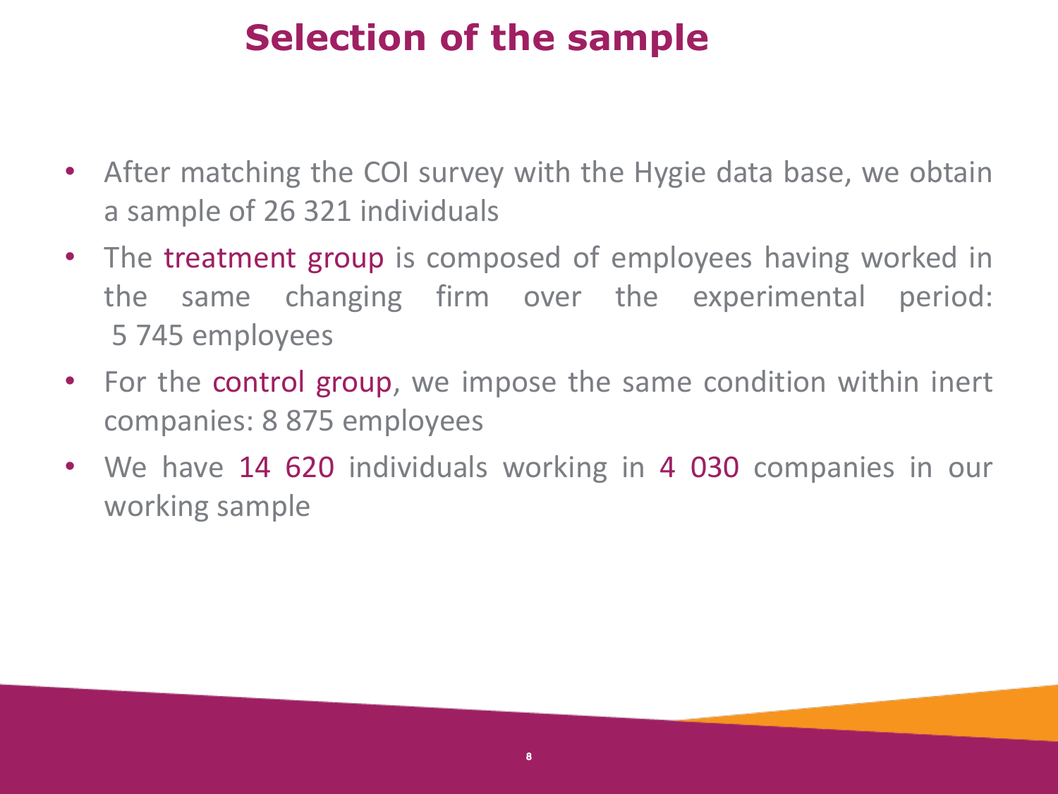# Selection of the sample

- After matching the COI survey with the Hygie data base, we obtain a sample of 26 321 individuals
- The treatment group is composed of employees having worked in the same changing firm over the experimental period: 5 745 employees
- For the control group, we impose the same condition within inert companies: 8 875 employees
- We have 14 620 individuals working in 4 030 companies in our working sample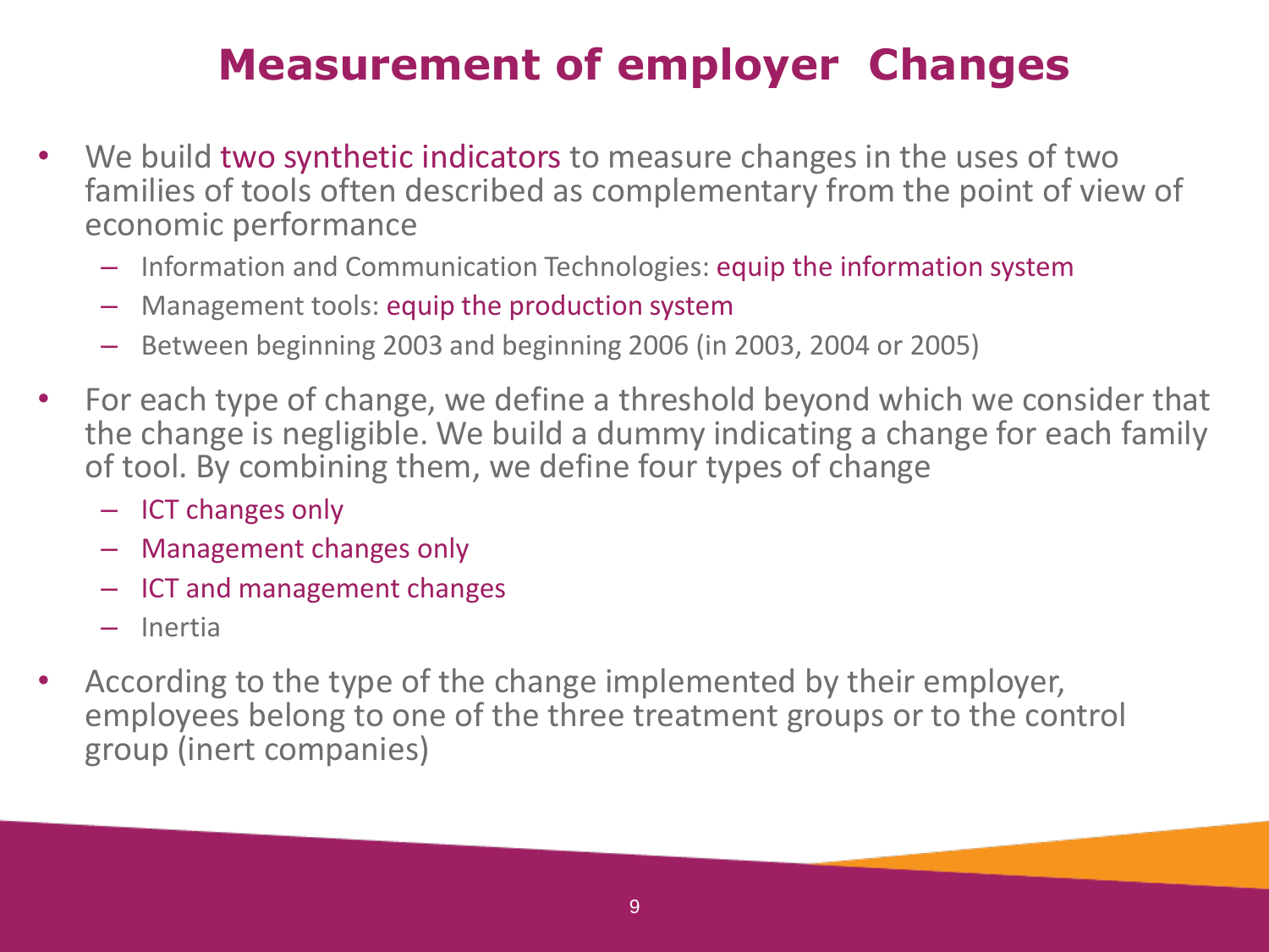# Measurement of employer Changes

- We build two synthetic indicators to measure changes in the uses of two families of tools often described as complementary from the point of view of economic performance
  - Information and Communication Technologies: equip the information system
  - Management tools: equip the production system
  - Between beginning 2003 and beginning 2006 (in 2003, 2004 or 2005)
- For each type of change, we define a threshold beyond which we consider that the change is negligible. We build a dummy indicating a change for each family of tool. By combining them, we define four types of change
  - ICT changes only
  - Management changes only
  - ICT and management changes
  - Inertia
- According to the type of the change implemented by their employer, employees belong to one of the three treatment groups or to the control group (inert companies)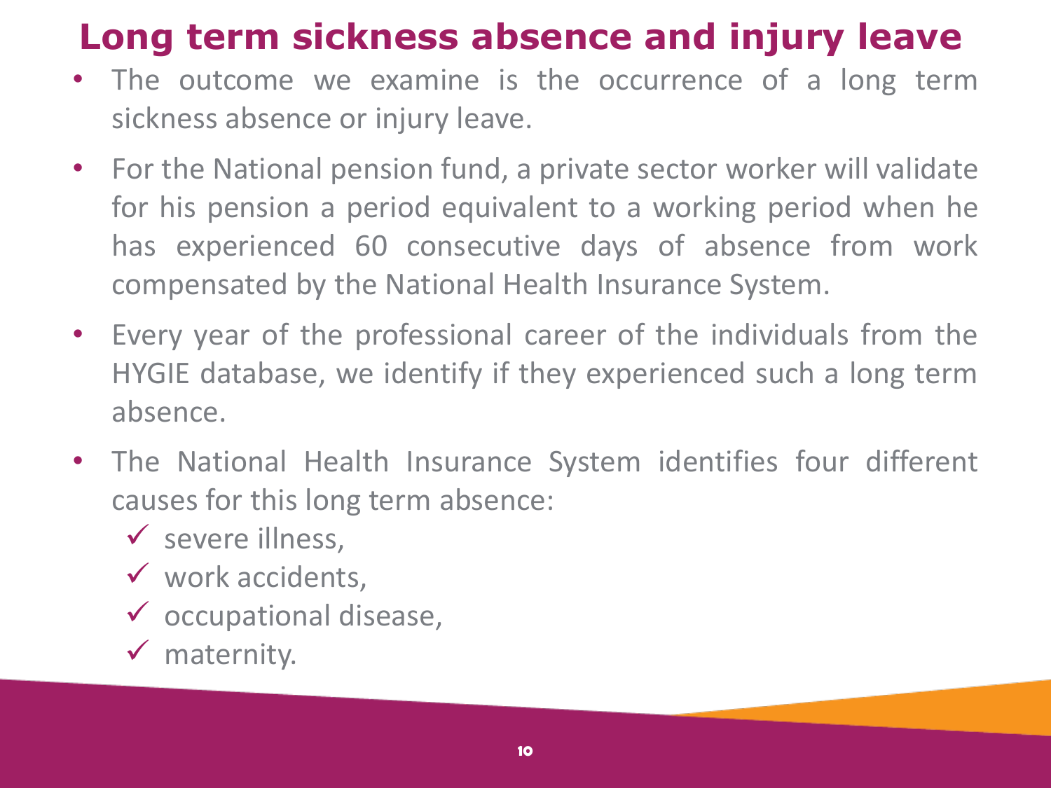# Long term sickness absence and injury leave

- The outcome we examine is the occurrence of a long term sickness absence or injury leave.
- For the National pension fund, a private sector worker will validate for his pension a period equivalent to a working period when he has experienced 60 consecutive days of absence from work compensated by the National Health Insurance System.
- Every year of the professional career of the individuals from the HYGIE database, we identify if they experienced such a long term absence.
- The National Health Insurance System identifies four different causes for this long term absence:
  - ✓ severe illness,
  - ✓ work accidents,
  - ✓ occupational disease,
  - ✓ maternity.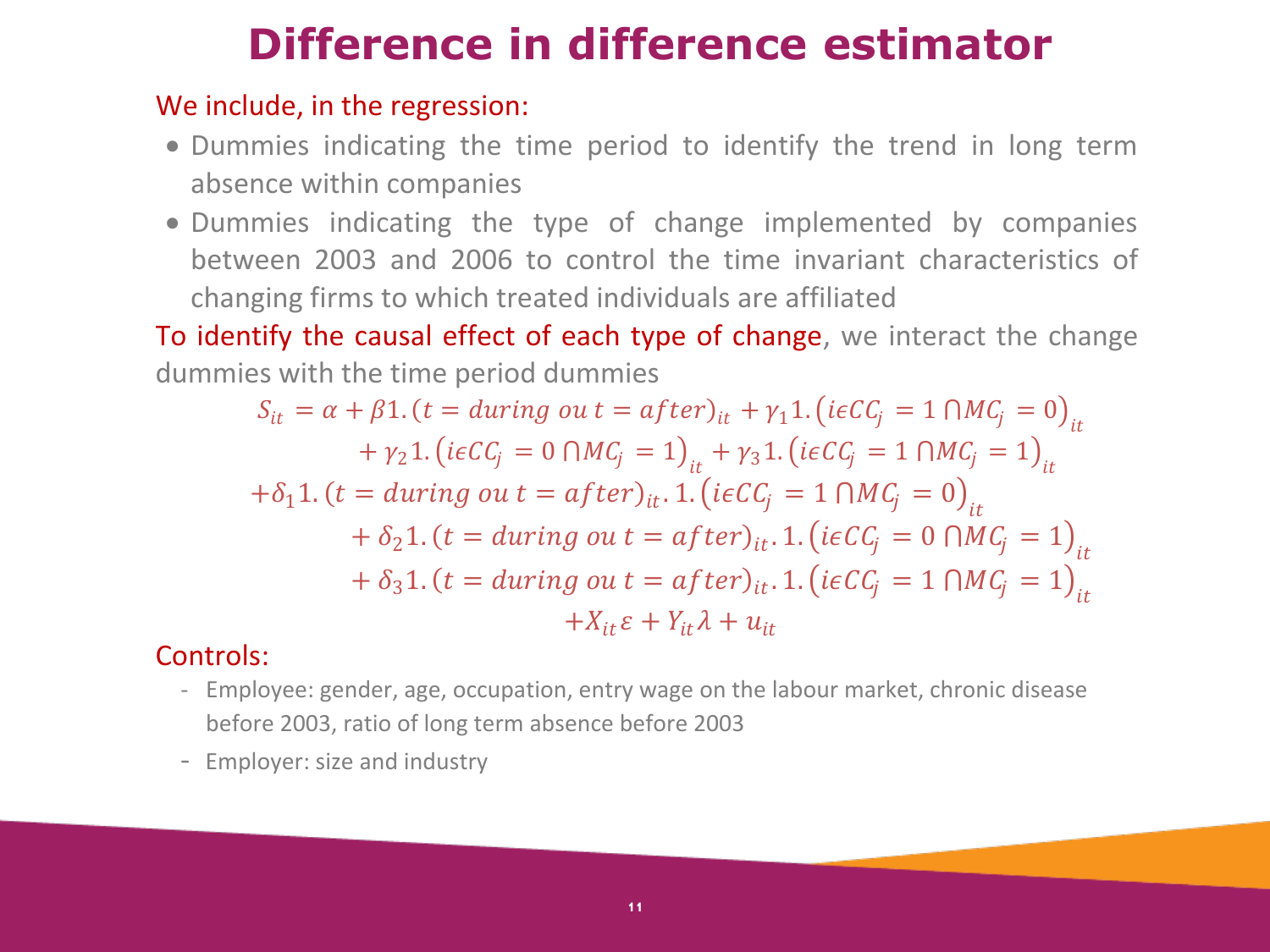# Difference in difference estimator

We include, in the regression:

- Dummies indicating the time period to identify the trend in long term absence within companies
- Dummies indicating the type of change implemented by companies between 2003 and 2006 to control the time invariant characteristics of changing firms to which treated individuals are affiliated

To identify the causal effect of each type of change, we interact the change dummies with the time period dummies

$$
\begin{aligned}
S_{it} = \alpha &+ \beta 1.(t = during \; ou \; t = after)_{it} + \gamma_1 1.\left(i \epsilon CC_j = 1 \cap MC_j = 0\right)_{it} \\
&+ \gamma_2 1.\left(i \epsilon CC_j = 0 \cap MC_j = 1\right)_{it} + \gamma_3 1.\left(i \epsilon CC_j = 1 \cap MC_j = 1\right)_{it} \\
&+ \delta_1 1.(t = during \; ou \; t = after)_{it}.1.\left(i \epsilon CC_j = 1 \cap MC_j = 0\right)_{it} \\
&+ \delta_2 1.(t = during \; ou \; t = after)_{it}.1.\left(i \epsilon CC_j = 0 \cap MC_j = 1\right)_{it} \\
&+ \delta_3 1.(t = during \; ou \; t = after)_{it}.1.\left(i \epsilon CC_j = 1 \cap MC_j = 1\right)_{it} \\
&+ X_{it}\varepsilon + Y_{it}\lambda + u_{it}
\end{aligned}
$$

Controls:

- Employee: gender, age, occupation, entry wage on the labour market, chronic disease before 2003, ratio of long term absence before 2003
- Employer: size and industry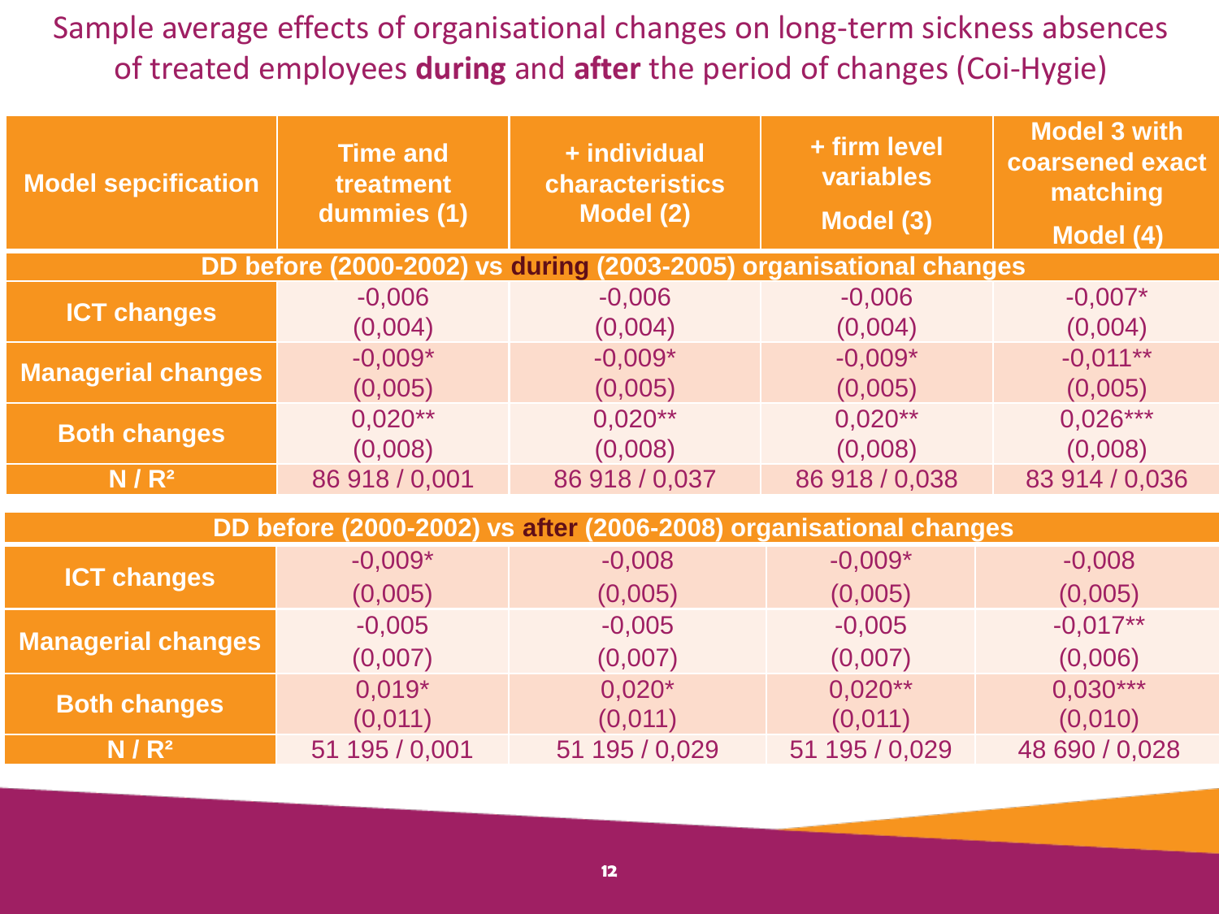# Sample average effects of organisational changes on long-term sickness absences of treated employees **during** and **after** the period of changes (Coi-Hygie)

| Model sepcification | Time and treatment dummies (1) | + individual characteristics Model (2) | + firm level variables Model (3) | Model 3 with coarsened exact matching Model (4) |
|---|---|---|---|---|
| **DD before (2000-2002) vs during (2003-2005) organisational changes** | | | | |
| ICT changes | -0,006 (0,004) | -0,006 (0,004) | -0,006 (0,004) | -0,007* (0,004) |
| Managerial changes | -0,009* (0,005) | -0,009* (0,005) | -0,009* (0,005) | -0,011** (0,005) |
| Both changes | 0,020** (0,008) | 0,020** (0,008) | 0,020** (0,008) | 0,026*** (0,008) |
| N / $R^2$ | 86 918 / 0,001 | 86 918 / 0,037 | 86 918 / 0,038 | 83 914 / 0,036 |
| **DD before (2000-2002) vs after (2006-2008) organisational changes** | | | | |
| ICT changes | -0,009* (0,005) | -0,008 (0,005) | -0,009* (0,005) | -0,008 (0,005) |
| Managerial changes | -0,005 (0,007) | -0,005 (0,007) | -0,005 (0,007) | -0,017** (0,006) |
| Both changes | 0,019* (0,011) | 0,020* (0,011) | 0,020** (0,011) | 0,030*** (0,010) |
| N / $R^2$ | 51 195 / 0,001 | 51 195 / 0,029 | 51 195 / 0,029 | 48 690 / 0,028 |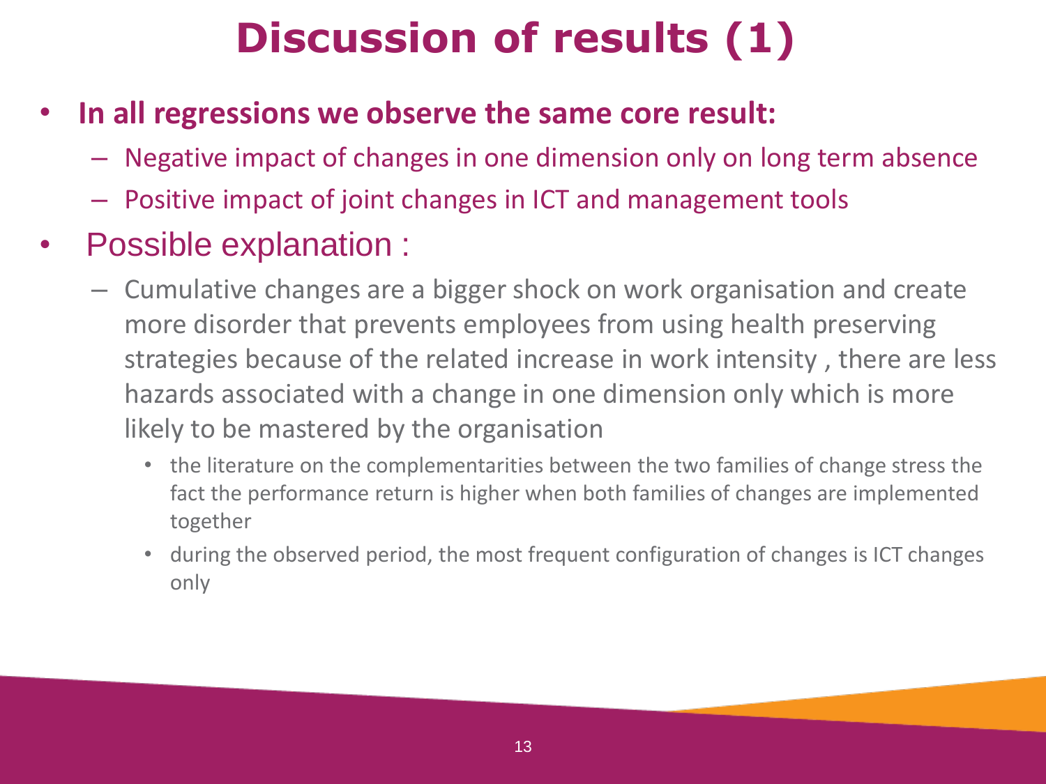# Discussion of results (1)

- **In all regressions we observe the same core result:**
  - Negative impact of changes in one dimension only on long term absence
  - Positive impact of joint changes in ICT and management tools
- Possible explanation :
  - Cumulative changes are a bigger shock on work organisation and create more disorder that prevents employees from using health preserving strategies because of the related increase in work intensity , there are less hazards associated with a change in one dimension only which is more likely to be mastered by the organisation
    - the literature on the complementarities between the two families of change stress the fact the performance return is higher when both families of changes are implemented together
    - during the observed period, the most frequent configuration of changes is ICT changes only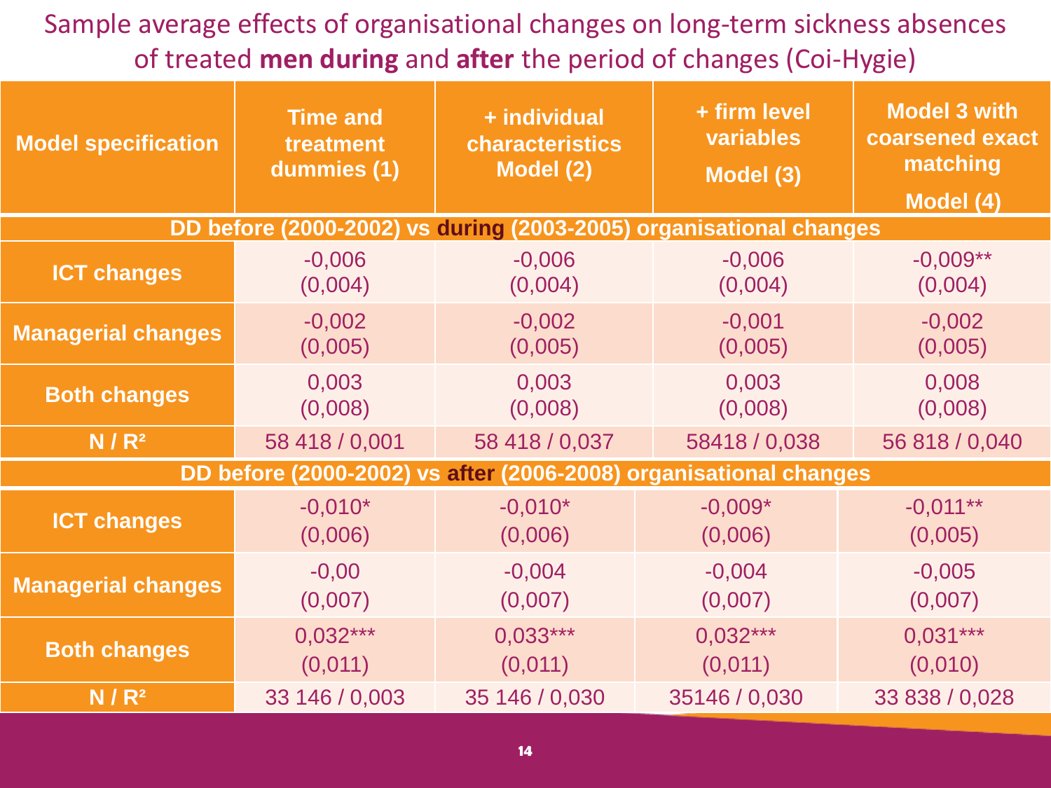# Sample average effects of organisational changes on long-term sickness absences of treated **men during** and **after** the period of changes (Coi-Hygie)

| Model specification | Time and treatment dummies (1) | + individual characteristics Model (2) | + firm level variables Model (3) | Model 3 with coarsened exact matching Model (4) |
|---|---|---|---|---|
| **DD before (2000-2002) vs during (2003-2005) organisational changes** | | | | |
| **ICT changes** | -0,006 (0,004) | -0,006 (0,004) | -0,006 (0,004) | -0,009** (0,004) |
| **Managerial changes** | -0,002 (0,005) | -0,002 (0,005) | -0,001 (0,005) | -0,002 (0,005) |
| **Both changes** | 0,003 (0,008) | 0,003 (0,008) | 0,003 (0,008) | 0,008 (0,008) |
| **N / $R^2$** | 58 418 / 0,001 | 58 418 / 0,037 | 58418 / 0,038 | 56 818 / 0,040 |
| **DD before (2000-2002) vs after (2006-2008) organisational changes** | | | | |
| **ICT changes** | -0,010* (0,006) | -0,010* (0,006) | -0,009* (0,006) | -0,011** (0,005) |
| **Managerial changes** | -0,00 (0,007) | -0,004 (0,007) | -0,004 (0,007) | -0,005 (0,007) |
| **Both changes** | 0,032*** (0,011) | 0,033*** (0,011) | 0,032*** (0,011) | 0,031*** (0,010) |
| **N / $R^2$** | 33 146 / 0,003 | 35 146 / 0,030 | 35146 / 0,030 | 33 838 / 0,028 |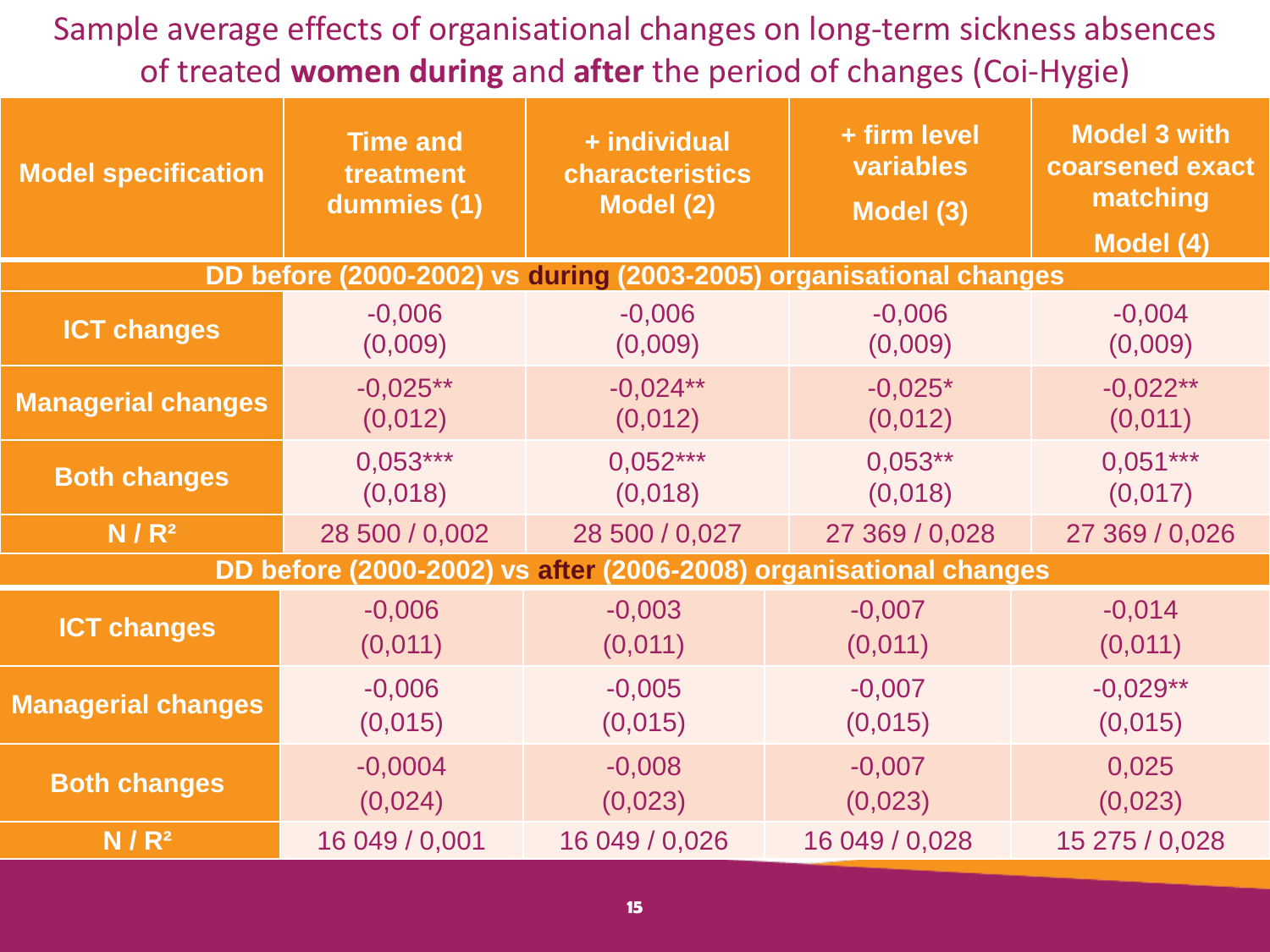# Sample average effects of organisational changes on long-term sickness absences of treated **women during** and **after** the period of changes (Coi-Hygie)

| Model specification | Time and treatment dummies (1) | + individual characteristics Model (2) | + firm level variables Model (3) | Model 3 with coarsened exact matching Model (4) |
|---|---|---|---|---|
| **DD before (2000-2002) vs during (2003-2005) organisational changes** | | | | |
| ICT changes | -0,006 (0,009) | -0,006 (0,009) | -0,006 (0,009) | -0,004 (0,009) |
| Managerial changes | -0,025** (0,012) | -0,024** (0,012) | -0,025* (0,012) | -0,022** (0,011) |
| Both changes | 0,053*** (0,018) | 0,052*** (0,018) | 0,053** (0,018) | 0,051*** (0,017) |
| N / $R^2$ | 28 500 / 0,002 | 28 500 / 0,027 | 27 369 / 0,028 | 27 369 / 0,026 |
| **DD before (2000-2002) vs after (2006-2008) organisational changes** | | | | |
| ICT changes | -0,006 (0,011) | -0,003 (0,011) | -0,007 (0,011) | -0,014 (0,011) |
| Managerial changes | -0,006 (0,015) | -0,005 (0,015) | -0,007 (0,015) | -0,029** (0,015) |
| Both changes | -0,0004 (0,024) | -0,008 (0,023) | -0,007 (0,023) | 0,025 (0,023) |
| N / $R^2$ | 16 049 / 0,001 | 16 049 / 0,026 | 16 049 / 0,028 | 15 275 / 0,028 |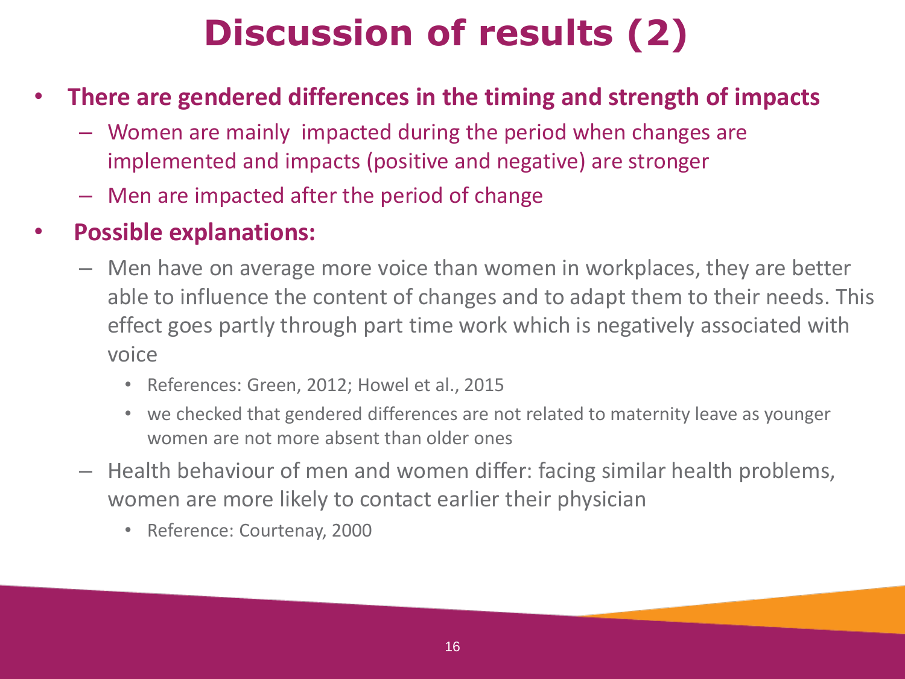# Discussion of results (2)

- **There are gendered differences in the timing and strength of impacts**
  - Women are mainly impacted during the period when changes are implemented and impacts (positive and negative) are stronger
  - Men are impacted after the period of change
- **Possible explanations:**
  - Men have on average more voice than women in workplaces, they are better able to influence the content of changes and to adapt them to their needs. This effect goes partly through part time work which is negatively associated with voice
    - References: Green, 2012; Howel et al., 2015
    - we checked that gendered differences are not related to maternity leave as younger women are not more absent than older ones
  - Health behaviour of men and women differ: facing similar health problems, women are more likely to contact earlier their physician
    - Reference: Courtenay, 2000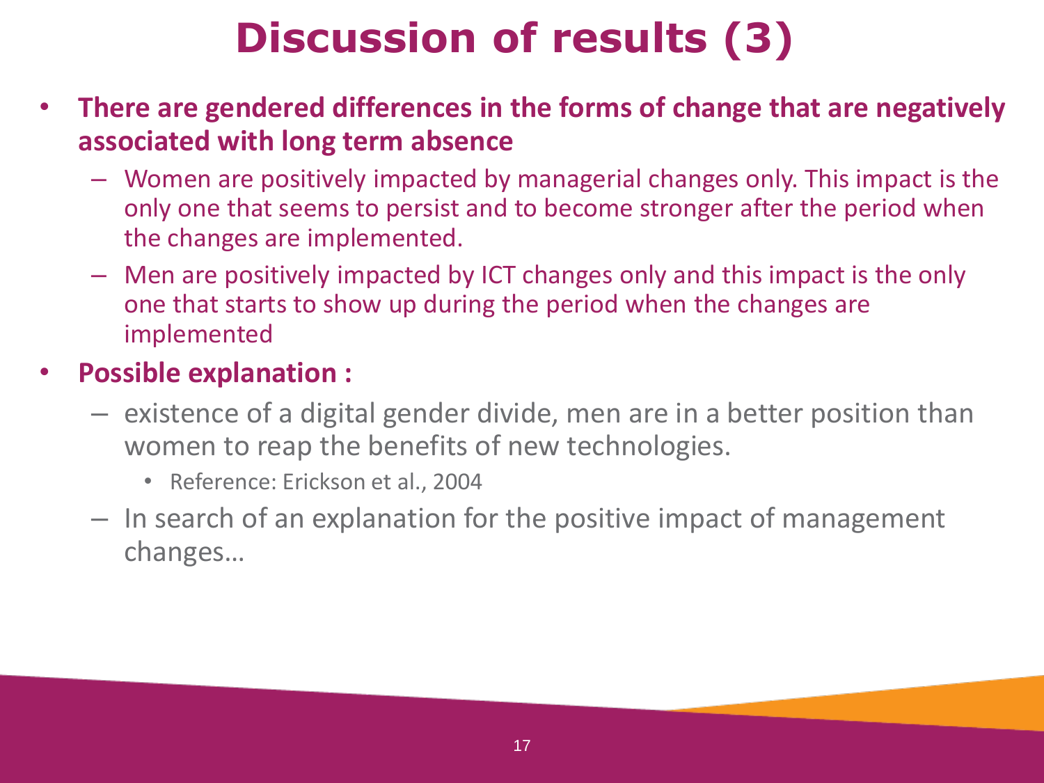# Discussion of results (3)

- **There are gendered differences in the forms of change that are negatively associated with long term absence**
  - Women are positively impacted by managerial changes only. This impact is the only one that seems to persist and to become stronger after the period when the changes are implemented.
  - Men are positively impacted by ICT changes only and this impact is the only one that starts to show up during the period when the changes are implemented
- **Possible explanation :**
  - existence of a digital gender divide, men are in a better position than women to reap the benefits of new technologies.
    - Reference: Erickson et al., 2004
  - In search of an explanation for the positive impact of management changes…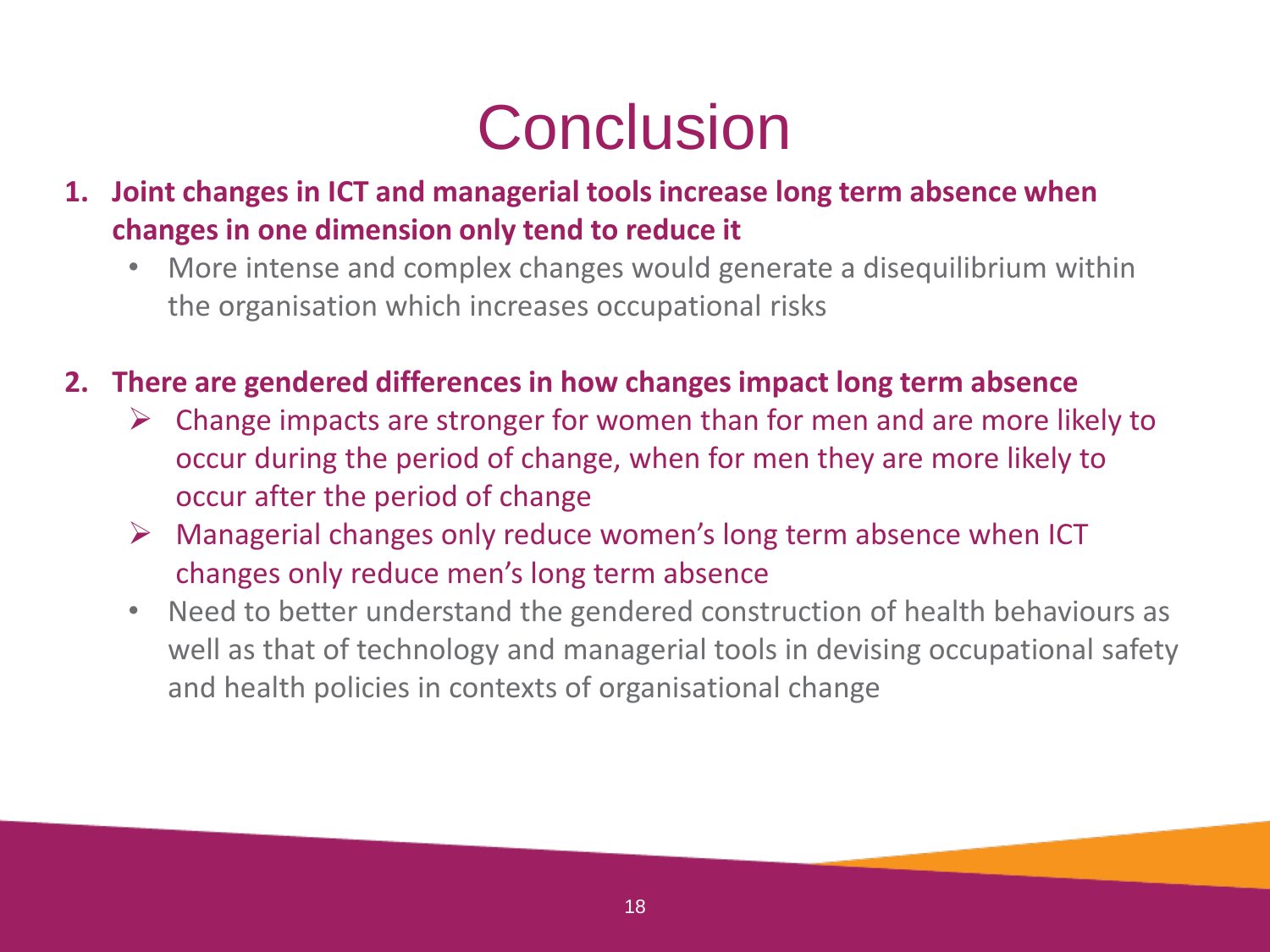# Conclusion

1. **Joint changes in ICT and managerial tools increase long term absence when changes in one dimension only tend to reduce it**
   - More intense and complex changes would generate a disequilibrium within the organisation which increases occupational risks

2. **There are gendered differences in how changes impact long term absence**
   - Change impacts are stronger for women than for men and are more likely to occur during the period of change, when for men they are more likely to occur after the period of change
   - Managerial changes only reduce women's long term absence when ICT changes only reduce men's long term absence
   - Need to better understand the gendered construction of health behaviours as well as that of technology and managerial tools in devising occupational safety and health policies in contexts of organisational change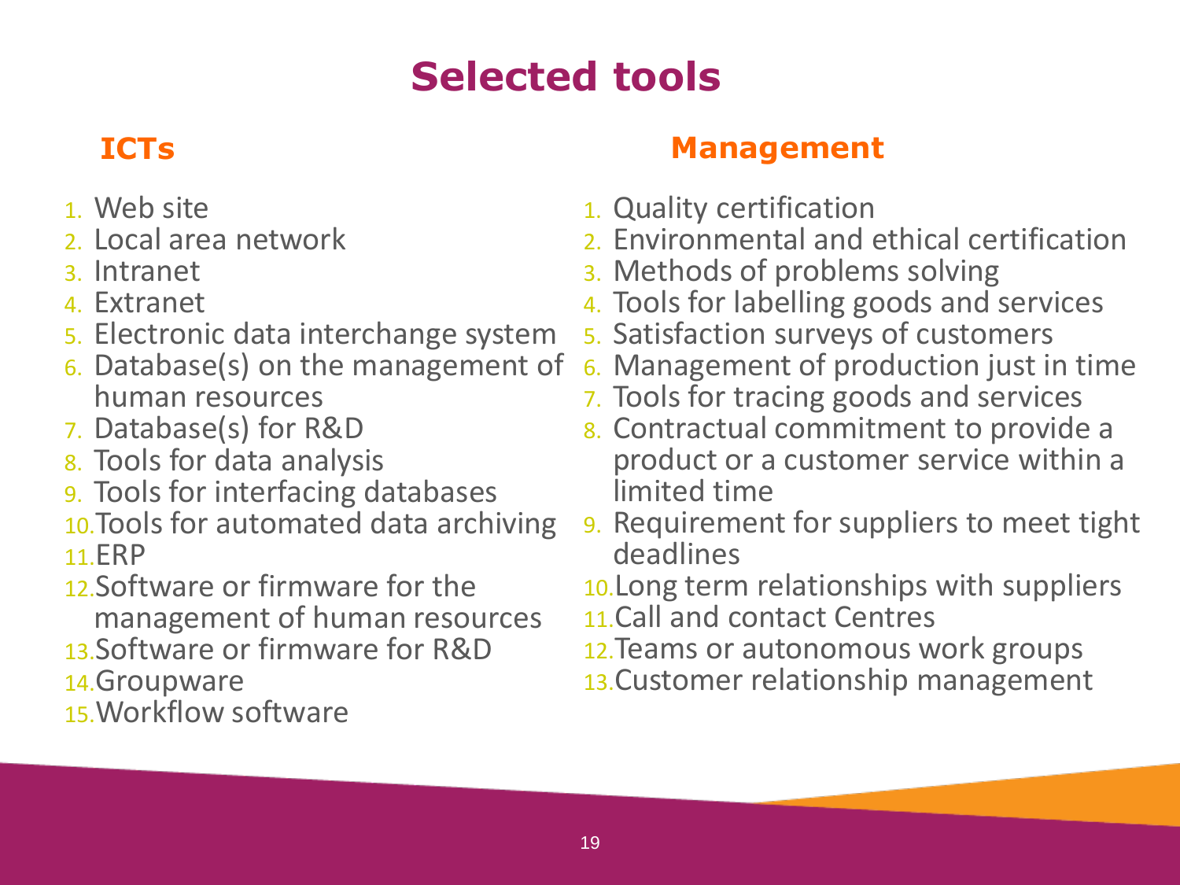# Selected tools

## ICTs

1. Web site
2. Local area network
3. Intranet
4. Extranet
5. Electronic data interchange system
6. Database(s) on the management of human resources
7. Database(s) for R&D
8. Tools for data analysis
9. Tools for interfacing databases
10. Tools for automated data archiving
11. ERP
12. Software or firmware for the management of human resources
13. Software or firmware for R&D
14. Groupware
15. Workflow software

## Management

1. Quality certification
2. Environmental and ethical certification
3. Methods of problems solving
4. Tools for labelling goods and services
5. Satisfaction surveys of customers
6. Management of production just in time
7. Tools for tracing goods and services
8. Contractual commitment to provide a product or a customer service within a limited time
9. Requirement for suppliers to meet tight deadlines
10. Long term relationships with suppliers
11. Call and contact Centres
12. Teams or autonomous work groups
13. Customer relationship management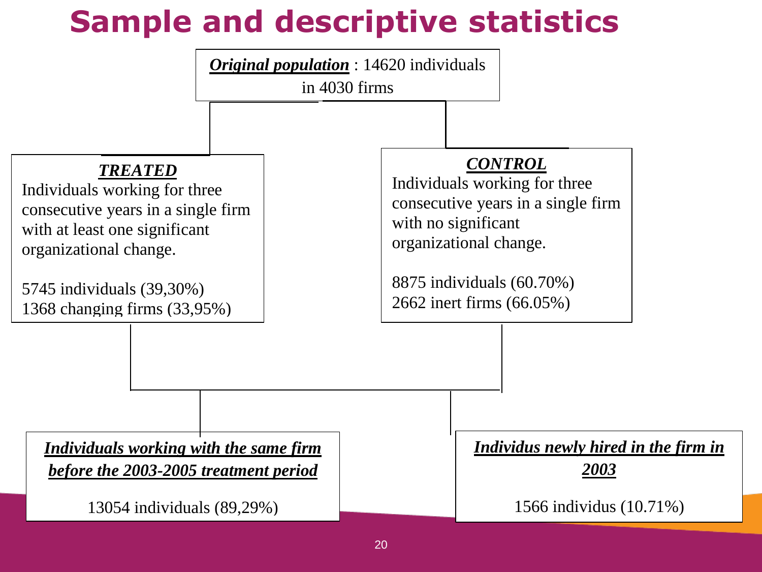# Sample and descriptive statistics

***Original population*** : 14620 individuals in 4030 firms

***TREATED***

Individuals working for three consecutive years in a single firm with at least one significant organizational change.

5745 individuals (39,30%)
1368 changing firms (33,95%)

***CONTROL***

Individuals working for three consecutive years in a single firm with no significant organizational change.

8875 individuals (60.70%)
2662 inert firms (66.05%)

***Individuals working with the same firm before the 2003-2005 treatment period***

13054 individuals (89,29%)

***Individus newly hired in the firm in 2003***

1566 individus (10.71%)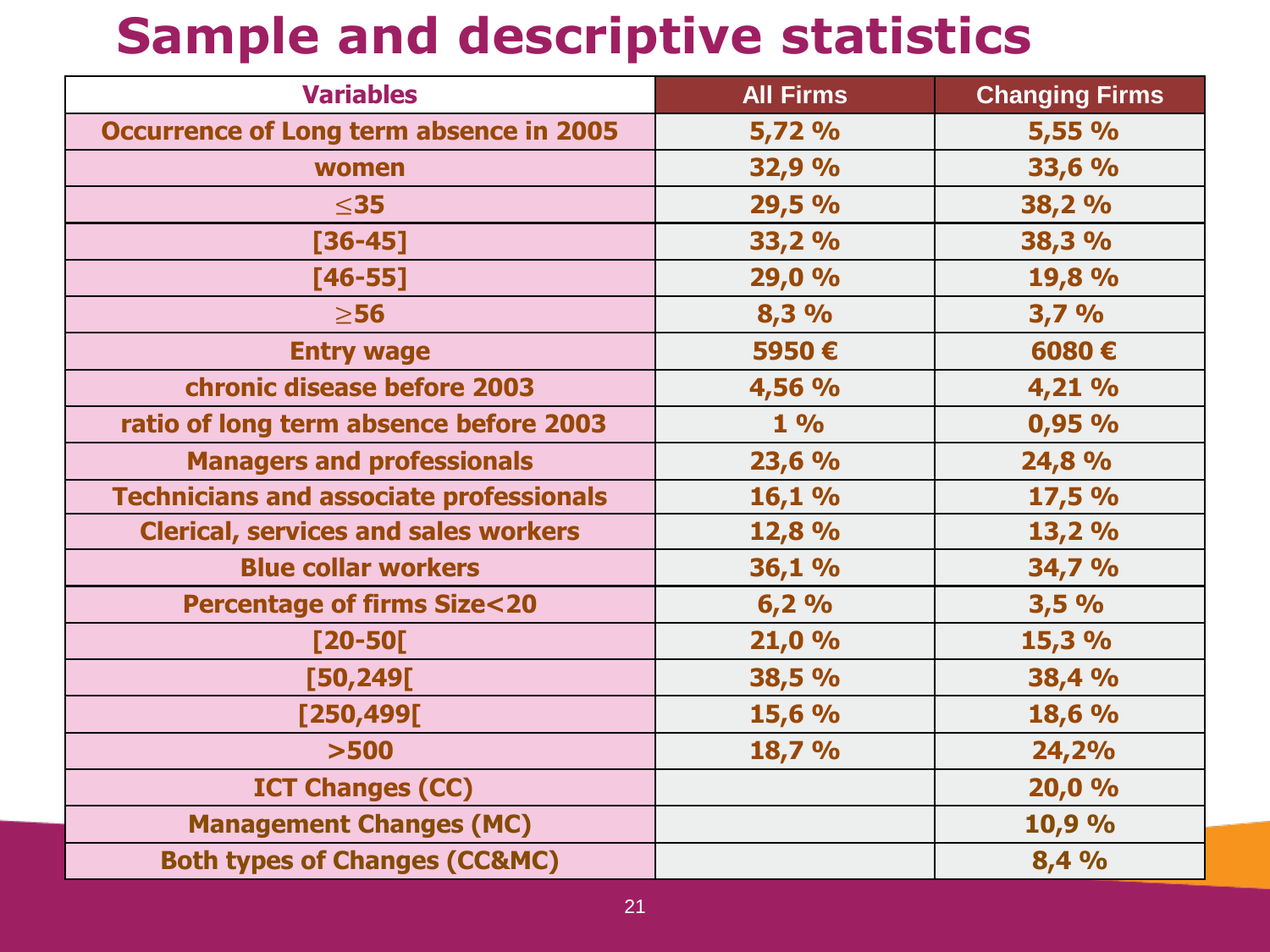# Sample and descriptive statistics

| Variables | All Firms | Changing Firms |
|---|---|---|
| Occurrence of Long term absence in 2005 | 5,72 % | 5,55 % |
| women | 32,9 % | 33,6 % |
| $\leq$35 | 29,5 % | 38,2 % |
| [36-45] | 33,2 % | 38,3 % |
| [46-55] | 29,0 % | 19,8 % |
| $\geq$56 | 8,3 % | 3,7 % |
| Entry wage | 5950 € | 6080 € |
| chronic disease before 2003 | 4,56 % | 4,21 % |
| ratio of long term absence before 2003 | 1 % | 0,95 % |
| Managers and professionals | 23,6 % | 24,8 % |
| Technicians and associate professionals | 16,1 % | 17,5 % |
| Clerical, services and sales workers | 12,8 % | 13,2 % |
| Blue collar workers | 36,1 % | 34,7 % |
| Percentage of firms Size<20 | 6,2 % | 3,5 % |
| [20-50[ | 21,0 % | 15,3 % |
| [50,249[ | 38,5 % | 38,4 % |
| [250,499[ | 15,6 % | 18,6 % |
| >500 | 18,7 % | 24,2% |
| ICT Changes (CC) | | 20,0 % |
| Management Changes (MC) | | 10,9 % |
| Both types of Changes (CC&MC) | | 8,4 % |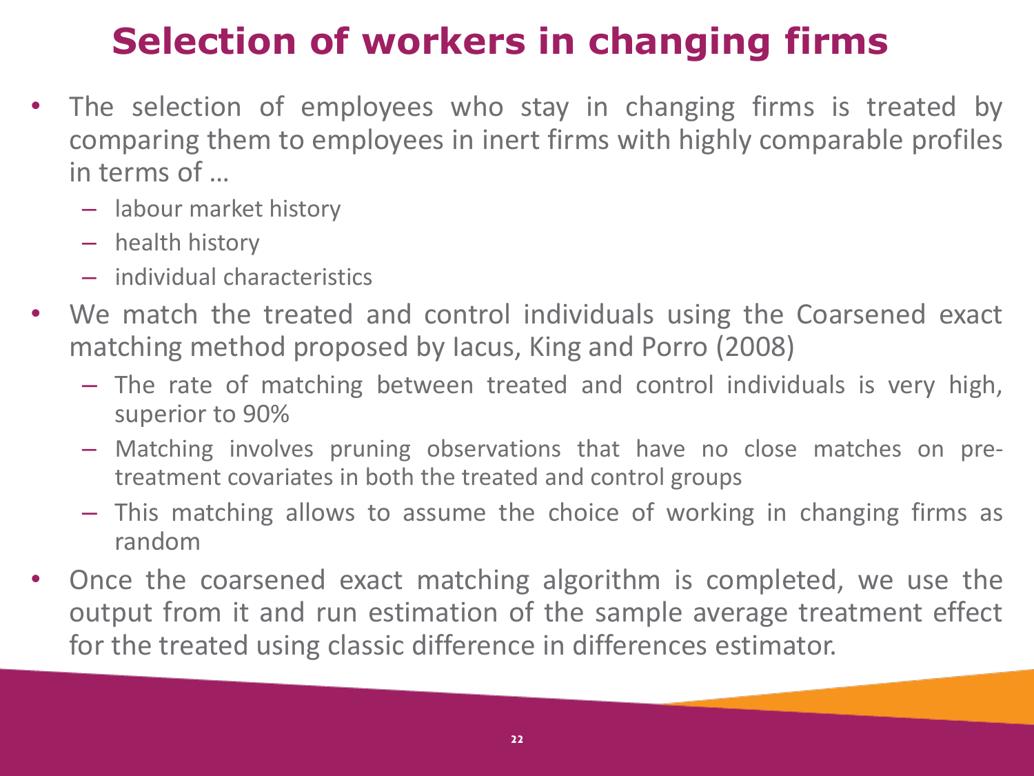# Selection of workers in changing firms

- The selection of employees who stay in changing firms is treated by comparing them to employees in inert firms with highly comparable profiles in terms of …
  - labour market history
  - health history
  - individual characteristics
- We match the treated and control individuals using the Coarsened exact matching method proposed by Iacus, King and Porro (2008)
  - The rate of matching between treated and control individuals is very high, superior to 90%
  - Matching involves pruning observations that have no close matches on pre-treatment covariates in both the treated and control groups
  - This matching allows to assume the choice of working in changing firms as random
- Once the coarsened exact matching algorithm is completed, we use the output from it and run estimation of the sample average treatment effect for the treated using classic difference in differences estimator.